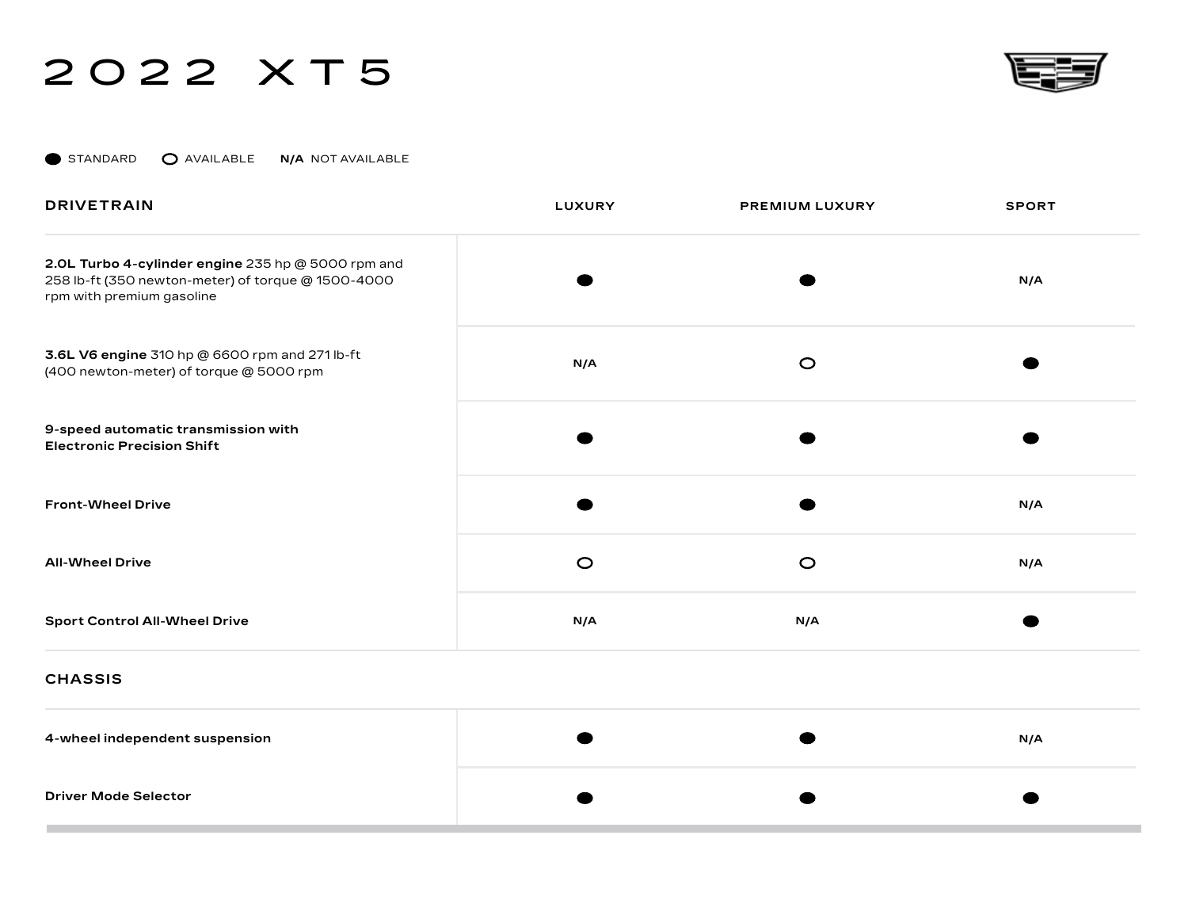# 2022 XT5

● STANDARD ○ AVAILABLE **N/A** NOT AVAILABLE

| DRIVETRAIN | LUXURY | PREMIUM LUXURY | SPORT |
|---|---|---|---|
| **2.0L Turbo 4-cylinder engine** 235 hp @ 5000 rpm and 258 lb-ft (350 newton-meter) of torque @ 1500-4000 rpm with premium gasoline | ● | ● | N/A |
| **3.6L V6 engine** 310 hp @ 6600 rpm and 271 lb-ft (400 newton-meter) of torque @ 5000 rpm | N/A | ○ | ● |
| **9-speed automatic transmission with Electronic Precision Shift** | ● | ● | ● |
| **Front-Wheel Drive** | ● | ● | N/A |
| **All-Wheel Drive** | ○ | ○ | N/A |
| **Sport Control All-Wheel Drive** | N/A | N/A | ● |
| **CHASSIS** | | | |
| **4-wheel independent suspension** | ● | ● | N/A |
| **Driver Mode Selector** | ● | ● | ● |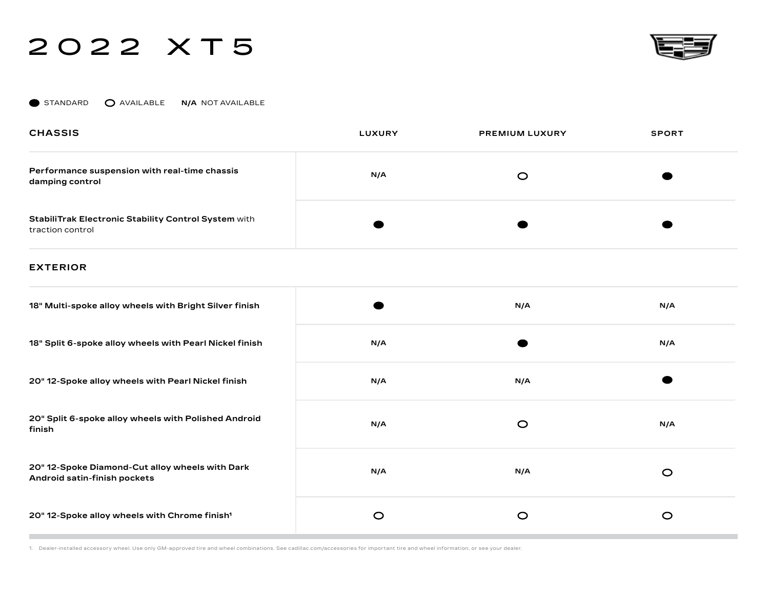// 2022 XT5

● STANDARD ○ AVAILABLE **N/A** NOT AVAILABLE

| CHASSIS | LUXURY | PREMIUM LUXURY | SPORT |
|---|---|---|---|
| **Performance suspension with real-time chassis damping control** | N/A | ○ | ● |
| **StabiliTrak Electronic Stability Control System** with traction control | ● | ● | ● |
| **EXTERIOR** | | | |
| **18" Multi-spoke alloy wheels with Bright Silver finish** | ● | N/A | N/A |
| **18" Split 6-spoke alloy wheels with Pearl Nickel finish** | N/A | ● | N/A |
| **20" 12-Spoke alloy wheels with Pearl Nickel finish** | N/A | N/A | ● |
| **20" Split 6-spoke alloy wheels with Polished Android finish** | N/A | ○ | N/A |
| **20" 12-Spoke Diamond-Cut alloy wheels with Dark Android satin-finish pockets** | N/A | N/A | ○ |
| **20" 12-Spoke alloy wheels with Chrome finish[1]** | ○ | ○ | ○ |

1. Dealer-installed accessory wheel. Use only GM-approved tire and wheel combinations. See cadillac.com/accessories for important tire and wheel information, or see your dealer.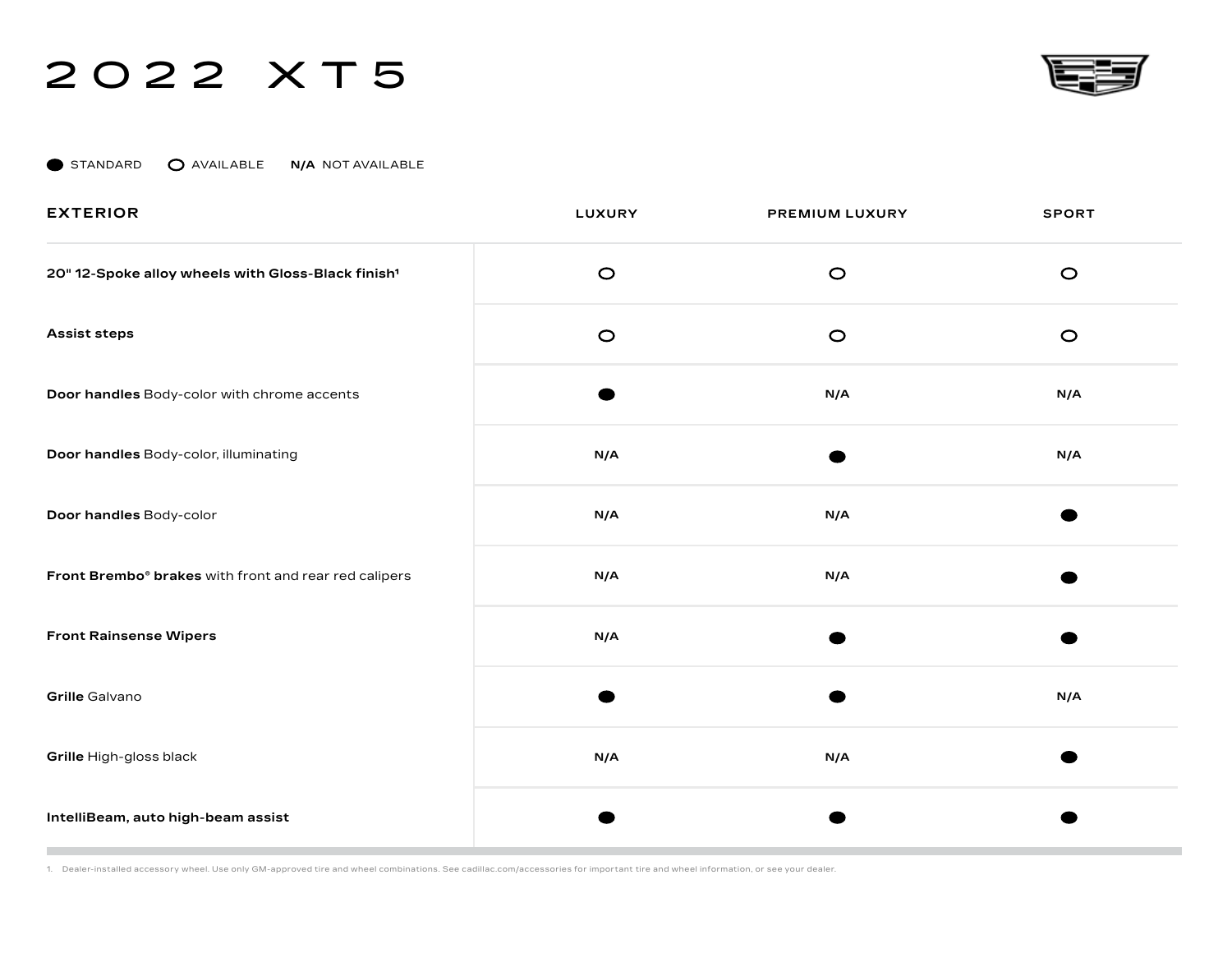# 2022 XT5

● STANDARD ○ AVAILABLE **N/A** NOT AVAILABLE

| EXTERIOR | LUXURY | PREMIUM LUXURY | SPORT |
|---|---|---|---|
| **20" 12-Spoke alloy wheels with Gloss-Black finish**[1] | ○ | ○ | ○ |
| **Assist steps** | ○ | ○ | ○ |
| **Door handles** Body-color with chrome accents | ● | N/A | N/A |
| **Door handles** Body-color, illuminating | N/A | ● | N/A |
| **Door handles** Body-color | N/A | N/A | ● |
| **Front Brembo® brakes** with front and rear red calipers | N/A | N/A | ● |
| **Front Rainsense Wipers** | N/A | ● | ● |
| **Grille** Galvano | ● | ● | N/A |
| **Grille** High-gloss black | N/A | N/A | ● |
| **IntelliBeam, auto high-beam assist** | ● | ● | ● |

1. Dealer-installed accessory wheel. Use only GM-approved tire and wheel combinations. See cadillac.com/accessories for important tire and wheel information, or see your dealer.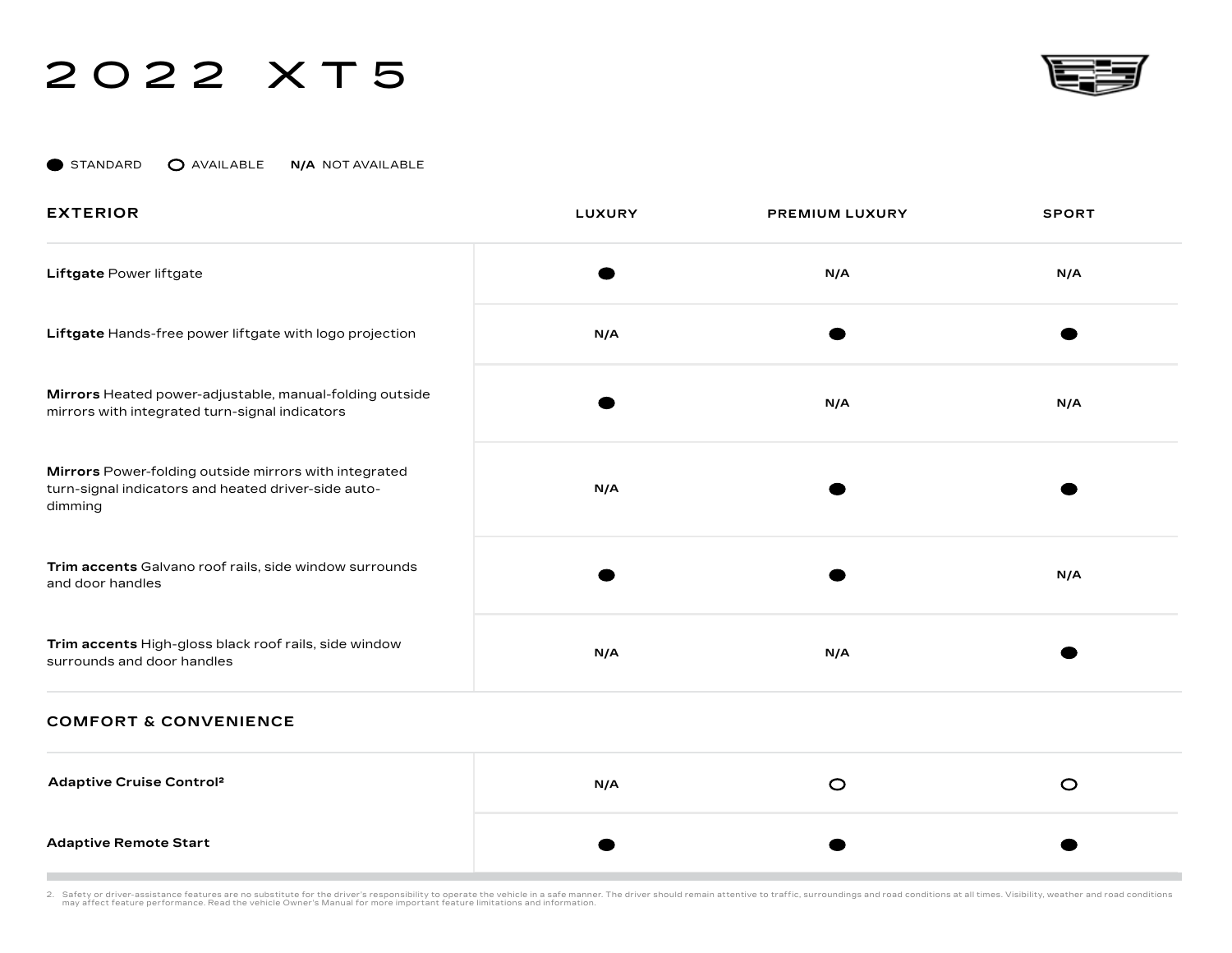# 2022 XT5

● STANDARD ○ AVAILABLE **N/A** NOT AVAILABLE

| EXTERIOR | LUXURY | PREMIUM LUXURY | SPORT |
|---|---|---|---|
| **Liftgate** Power liftgate | ● | N/A | N/A |
| **Liftgate** Hands-free power liftgate with logo projection | N/A | ● | ● |
| **Mirrors** Heated power-adjustable, manual-folding outside mirrors with integrated turn-signal indicators | ● | N/A | N/A |
| **Mirrors** Power-folding outside mirrors with integrated turn-signal indicators and heated driver-side auto-dimming | N/A | ● | ● |
| **Trim accents** Galvano roof rails, side window surrounds and door handles | ● | ● | N/A |
| **Trim accents** High-gloss black roof rails, side window surrounds and door handles | N/A | N/A | ● |

| COMFORT & CONVENIENCE | LUXURY | PREMIUM LUXURY | SPORT |
|---|---|---|---|
| **Adaptive Cruise Control**[2] | N/A | ○ | ○ |
| **Adaptive Remote Start** | ● | ● | ● |

2. Safety or driver-assistance features are no substitute for the driver's responsibility to operate the vehicle in a safe manner. The driver should remain attentive to traffic, surroundings and road conditions at all times. Visibility, weather and road conditions may affect feature performance. Read the vehicle Owner's Manual for more important feature limitations and information.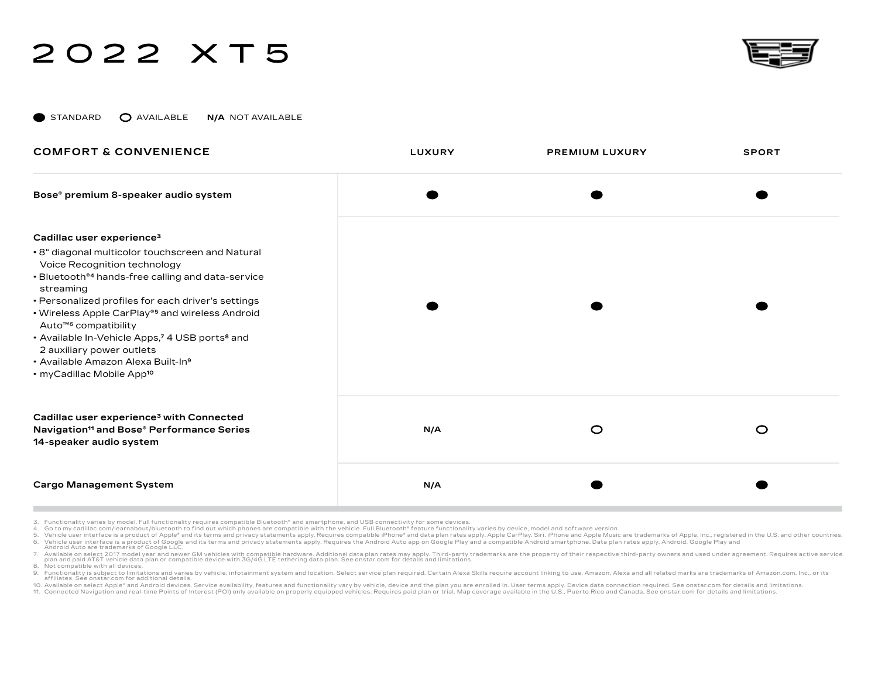# 2022 XT5

● STANDARD ○ AVAILABLE **N/A** NOT AVAILABLE

| COMFORT & CONVENIENCE | LUXURY | PREMIUM LUXURY | SPORT |
|---|---|---|---|
| **Bose® premium 8-speaker audio system** | ● | ● | ● |
| **Cadillac user experience[3]**<br>• 8" diagonal multicolor touchscreen and Natural Voice Recognition technology<br>• Bluetooth®[4] hands-free calling and data-service streaming<br>• Personalized profiles for each driver's settings<br>• Wireless Apple CarPlay®[5] and wireless Android Auto™[6] compatibility<br>• Available In-Vehicle Apps,[7] 4 USB ports[8] and 2 auxiliary power outlets<br>• Available Amazon Alexa Built-In[9]<br>• myCadillac Mobile App[10] | ● | ● | ● |
| **Cadillac user experience[3] with Connected Navigation[11] and Bose® Performance Series 14-speaker audio system** | N/A | ○ | ○ |
| **Cargo Management System** | N/A | ● | ● |

3. Functionality varies by model. Full functionality requires compatible Bluetooth® and smartphone, and USB connectivity for some devices.
4. Go to my.cadillac.com/learnabout/bluetooth to find out which phones are compatible with the vehicle. Full Bluetooth® feature functionality varies by device, model and software version.
5. Vehicle user interface is a product of Apple® and its terms and privacy statements apply. Requires compatible iPhone® and data plan rates apply. Apple CarPlay, Siri, iPhone and Apple Music are trademarks of Apple, Inc., registered in the U.S. and other countries.
6. Vehicle user interface is a product of Google and its terms and privacy statements apply. Requires the Android Auto app on Google Play and a compatible Android smartphone. Data plan rates apply. Android, Google Play and Android Auto are trademarks of Google LLC.
7. Available on select 2017 model year and newer GM vehicles with compatible hardware. Additional data plan rates may apply. Third-party trademarks are the property of their respective third-party owners and used under agreement. Requires active service plan and paid AT&T vehicle data plan or compatible device with 3G/4G LTE tethering data plan. See onstar.com for details and limitations.
8. Not compatible with all devices.
9. Functionality is subject to limitations and varies by vehicle, infotainment system and location. Select service plan required. Certain Alexa Skills require account linking to use. Amazon, Alexa and all related marks are trademarks of Amazon.com, Inc., or its affiliates. See onstar.com for additional details.
10. Available on select Apple® and Android devices. Service availability, features and functionality vary by vehicle, device and the plan you are enrolled in. User terms apply. Device data connection required. See onstar.com for details and limitations.
11. Connected Navigation and real-time Points of Interest (POI) only available on properly equipped vehicles. Requires paid plan or trial. Map coverage available in the U.S., Puerto Rico and Canada. See onstar.com for details and limitations.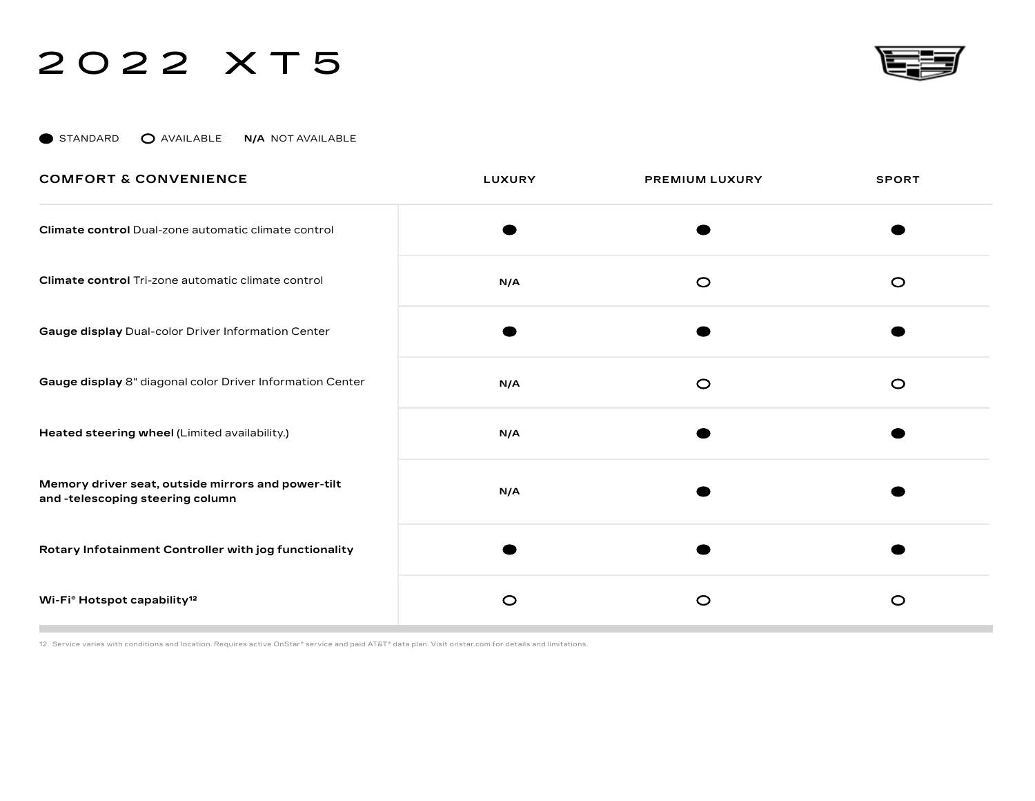# 2022 XT5

● STANDARD ○ AVAILABLE **N/A** NOT AVAILABLE

| COMFORT & CONVENIENCE | LUXURY | PREMIUM LUXURY | SPORT |
|---|---|---|---|
| **Climate control** Dual-zone automatic climate control | ● | ● | ● |
| **Climate control** Tri-zone automatic climate control | N/A | ○ | ○ |
| **Gauge display** Dual-color Driver Information Center | ● | ● | ● |
| **Gauge display** 8" diagonal color Driver Information Center | N/A | ○ | ○ |
| **Heated steering wheel** (Limited availability.) | N/A | ● | ● |
| **Memory driver seat, outside mirrors and power-tilt and -telescoping steering column** | N/A | ● | ● |
| **Rotary Infotainment Controller with jog functionality** | ● | ● | ● |
| **Wi-Fi® Hotspot capability[12]** | ○ | ○ | ○ |

12. Service varies with conditions and location. Requires active OnStar® service and paid AT&T® data plan. Visit onstar.com for details and limitations.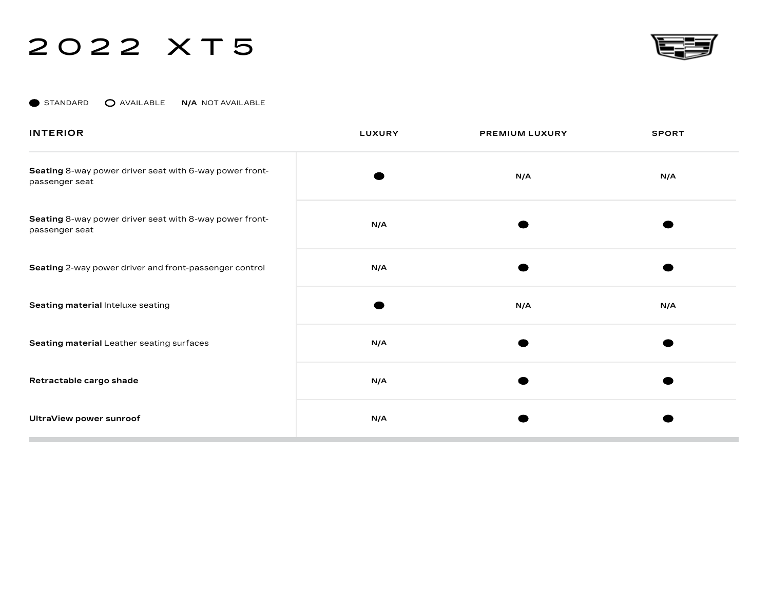# 2022 XT5

● STANDARD ○ AVAILABLE **N/A** NOT AVAILABLE

| INTERIOR | LUXURY | PREMIUM LUXURY | SPORT |
|---|---|---|---|
| **Seating** 8-way power driver seat with 6-way power front-passenger seat | ● | N/A | N/A |
| **Seating** 8-way power driver seat with 8-way power front-passenger seat | N/A | ● | ● |
| **Seating** 2-way power driver and front-passenger control | N/A | ● | ● |
| **Seating material** Inteluxe seating | ● | N/A | N/A |
| **Seating material** Leather seating surfaces | N/A | ● | ● |
| **Retractable cargo shade** | N/A | ● | ● |
| **UltraView power sunroof** | N/A | ● | ● |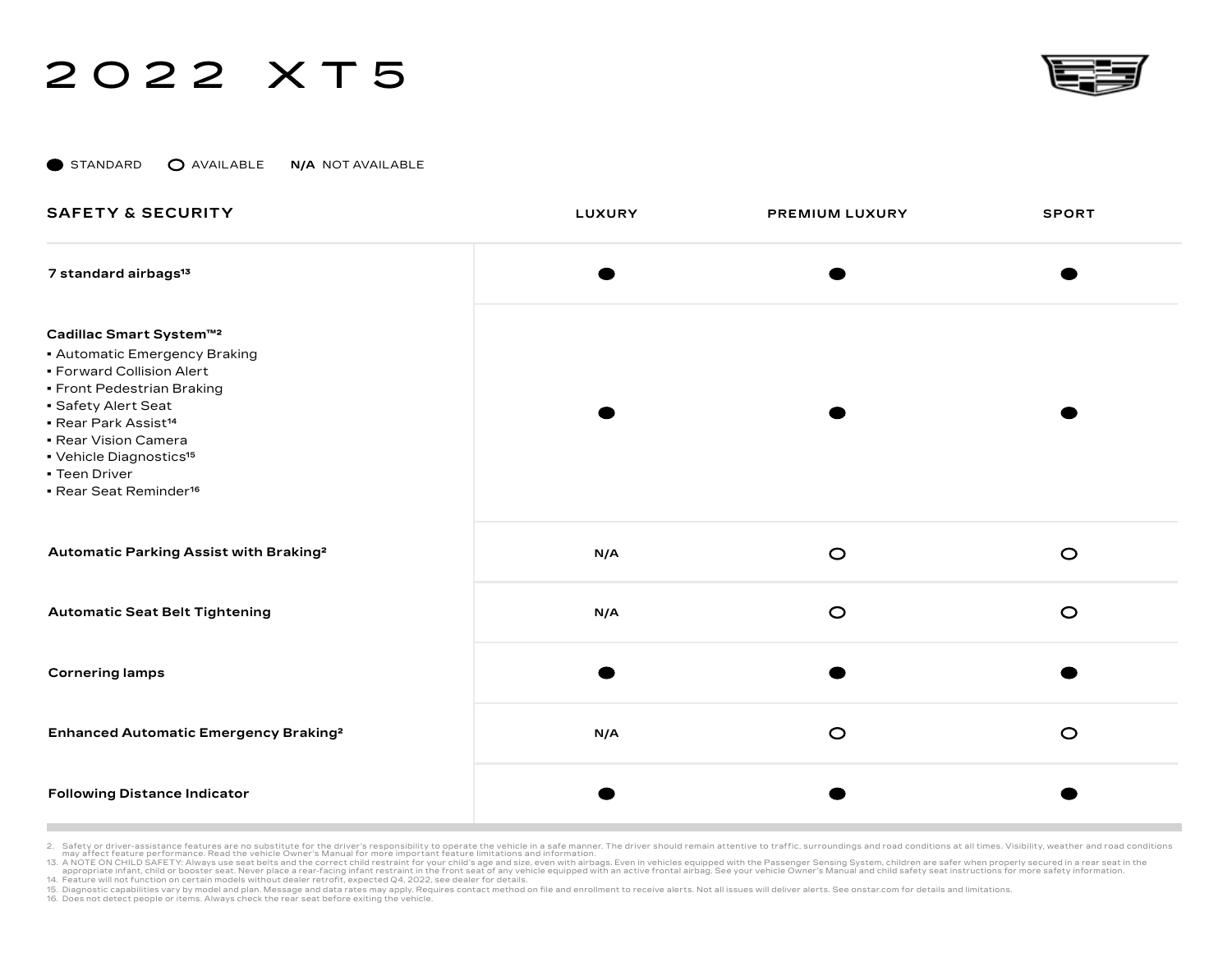# 2022 XT5

● STANDARD ○ AVAILABLE **N/A** NOT AVAILABLE

| SAFETY & SECURITY | LUXURY | PREMIUM LUXURY | SPORT |
|---|---|---|---|
| **7 standard airbags**[13] | ● | ● | ● |
| **Cadillac Smart System™**[2]<br>▪ Automatic Emergency Braking<br>▪ Forward Collision Alert<br>▪ Front Pedestrian Braking<br>▪ Safety Alert Seat<br>▪ Rear Park Assist[14]<br>▪ Rear Vision Camera<br>▪ Vehicle Diagnostics[15]<br>▪ Teen Driver<br>▪ Rear Seat Reminder[16] | ● | ● | ● |
| **Automatic Parking Assist with Braking**[2] | N/A | ○ | ○ |
| **Automatic Seat Belt Tightening** | N/A | ○ | ○ |
| **Cornering lamps** | ● | ● | ● |
| **Enhanced Automatic Emergency Braking**[2] | N/A | ○ | ○ |
| **Following Distance Indicator** | ● | ● | ● |

2. Safety or driver-assistance features are no substitute for the driver's responsibility to operate the vehicle in a safe manner. The driver should remain attentive to traffic, surroundings and road conditions at all times. Visibility, weather and road conditions may affect feature performance. Read the vehicle Owner's Manual for more important feature limitations and information.
13. A NOTE ON CHILD SAFETY: Always use seat belts and the correct child restraint for your child's age and size, even with airbags. Even in vehicles equipped with the Passenger Sensing System, children are safer when properly secured in a rear seat in the appropriate infant, child or booster seat. Never place a rear-facing infant restraint in the front seat of any vehicle equipped with an active frontal airbag. See your vehicle Owner's Manual and child safety seat instructions for more safety information.
14. Feature will not function on certain models without dealer retrofit, expected Q4, 2022, see dealer for details.
15. Diagnostic capabilities vary by model and plan. Message and data rates may apply. Requires contact method on file and enrollment to receive alerts. Not all issues will deliver alerts. See onstar.com for details and limitations.
16. Does not detect people or items. Always check the rear seat before exiting the vehicle.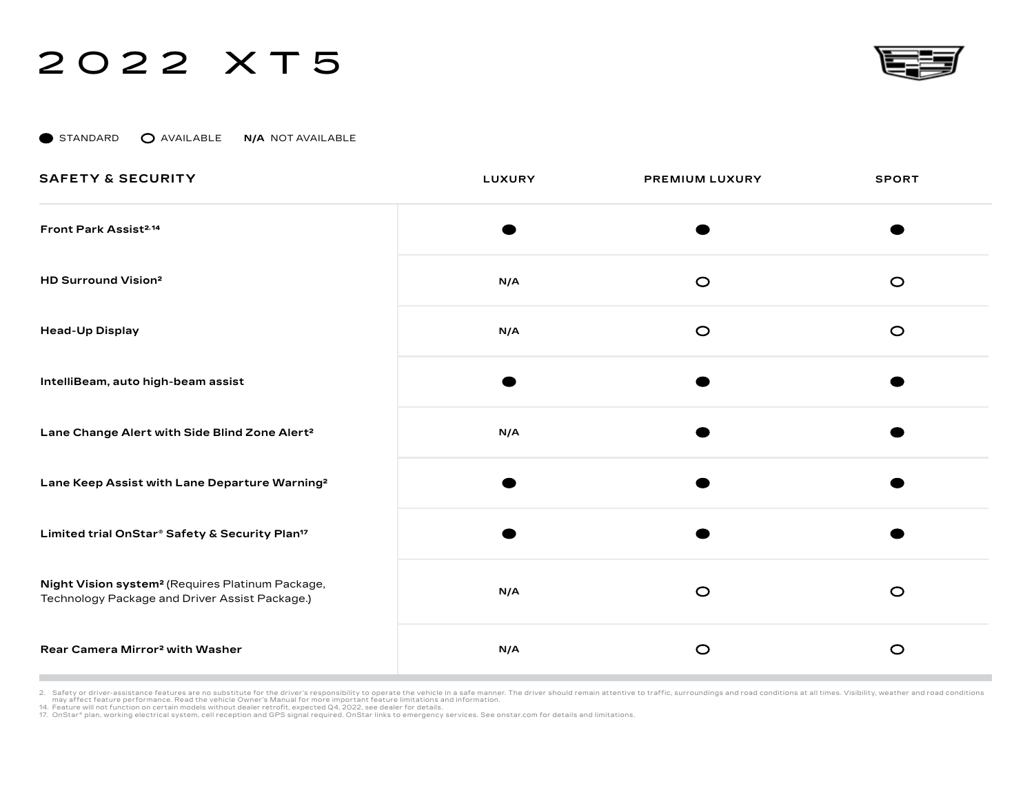# 2022 XT5

● STANDARD ○ AVAILABLE **N/A** NOT AVAILABLE

| SAFETY & SECURITY | LUXURY | PREMIUM LUXURY | SPORT |
|---|---|---|---|
| **Front Park Assist**[2,14] | ● | ● | ● |
| **HD Surround Vision**[2] | N/A | ○ | ○ |
| **Head-Up Display** | N/A | ○ | ○ |
| **IntelliBeam, auto high-beam assist** | ● | ● | ● |
| **Lane Change Alert with Side Blind Zone Alert**[2] | N/A | ● | ● |
| **Lane Keep Assist with Lane Departure Warning**[2] | ● | ● | ● |
| **Limited trial OnStar® Safety & Security Plan**[17] | ● | ● | ● |
| **Night Vision system**[2] (Requires Platinum Package, Technology Package and Driver Assist Package.) | N/A | ○ | ○ |
| **Rear Camera Mirror**[2] **with Washer** | N/A | ○ | ○ |

2. Safety or driver-assistance features are no substitute for the driver's responsibility to operate the vehicle in a safe manner. The driver should remain attentive to traffic, surroundings and road conditions at all times. Visibility, weather and road conditions may affect feature performance. Read the vehicle Owner's Manual for more important feature limitations and information.
14. Feature will not function on certain models without dealer retrofit, expected Q4, 2022, see dealer for details.
17. OnStar® plan, working electrical system, cell reception and GPS signal required. OnStar links to emergency services. See onstar.com for details and limitations.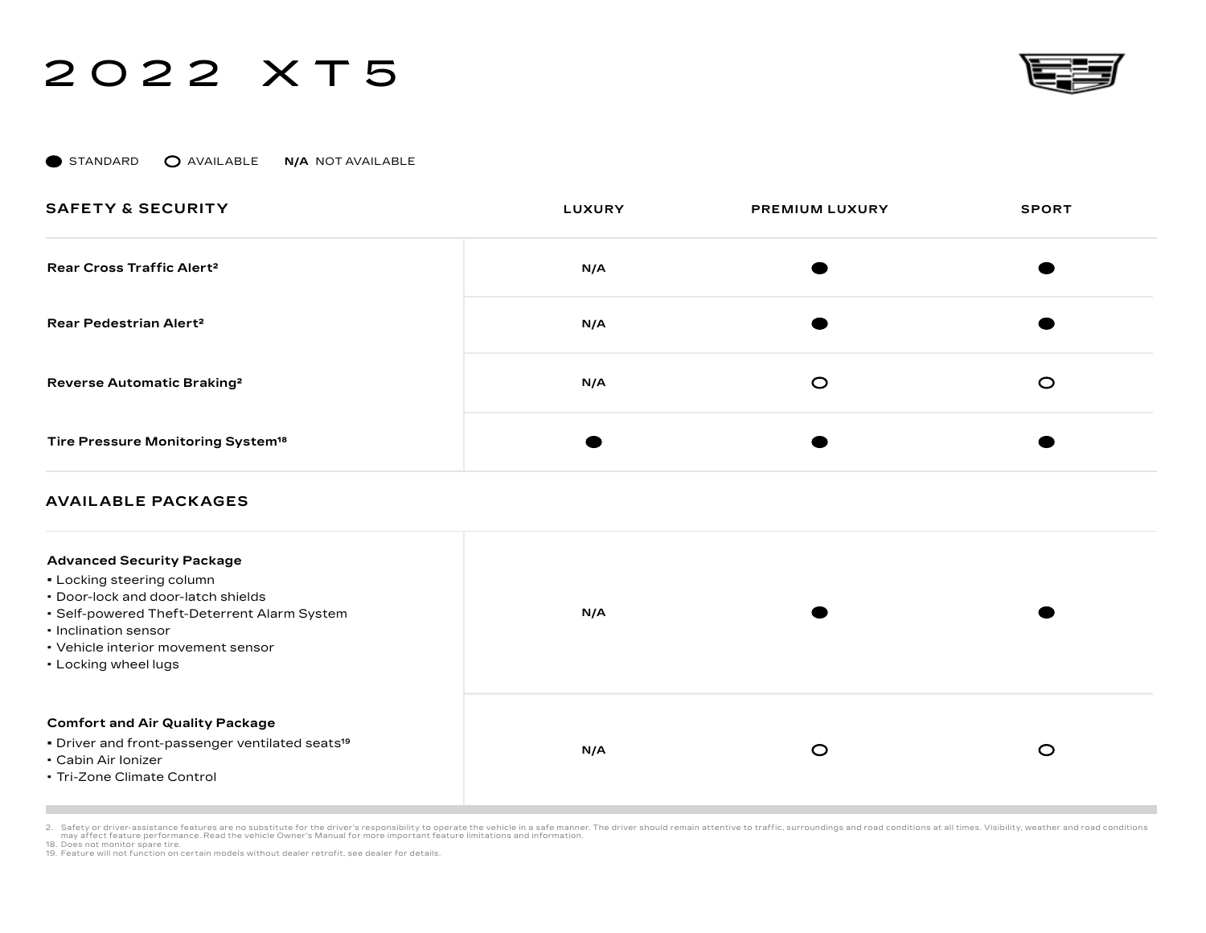# 2022 XT5

● STANDARD ○ AVAILABLE **N/A** NOT AVAILABLE

| SAFETY & SECURITY | LUXURY | PREMIUM LUXURY | SPORT |
|---|---|---|---|
| **Rear Cross Traffic Alert**[2] | N/A | ● | ● |
| **Rear Pedestrian Alert**[2] | N/A | ● | ● |
| **Reverse Automatic Braking**[2] | N/A | ○ | ○ |
| **Tire Pressure Monitoring System**[18] | ● | ● | ● |

| AVAILABLE PACKAGES | LUXURY | PREMIUM LUXURY | SPORT |
|---|---|---|---|
| **Advanced Security Package**<br>▪ Locking steering column<br>▪ Door-lock and door-latch shields<br>▪ Self-powered Theft-Deterrent Alarm System<br>▪ Inclination sensor<br>▪ Vehicle interior movement sensor<br>▪ Locking wheel lugs | N/A | ● | ● |
| **Comfort and Air Quality Package**<br>▪ Driver and front-passenger ventilated seats[19]<br>▪ Cabin Air Ionizer<br>▪ Tri-Zone Climate Control | N/A | ○ | ○ |

2. Safety or driver-assistance features are no substitute for the driver's responsibility to operate the vehicle in a safe manner. The driver should remain attentive to traffic, surroundings and road conditions at all times. Visibility, weather and road conditions may affect feature performance. Read the vehicle Owner's Manual for more important feature limitations and information.
18. Does not monitor spare tire.
19. Feature will not function on certain models without dealer retrofit, see dealer for details.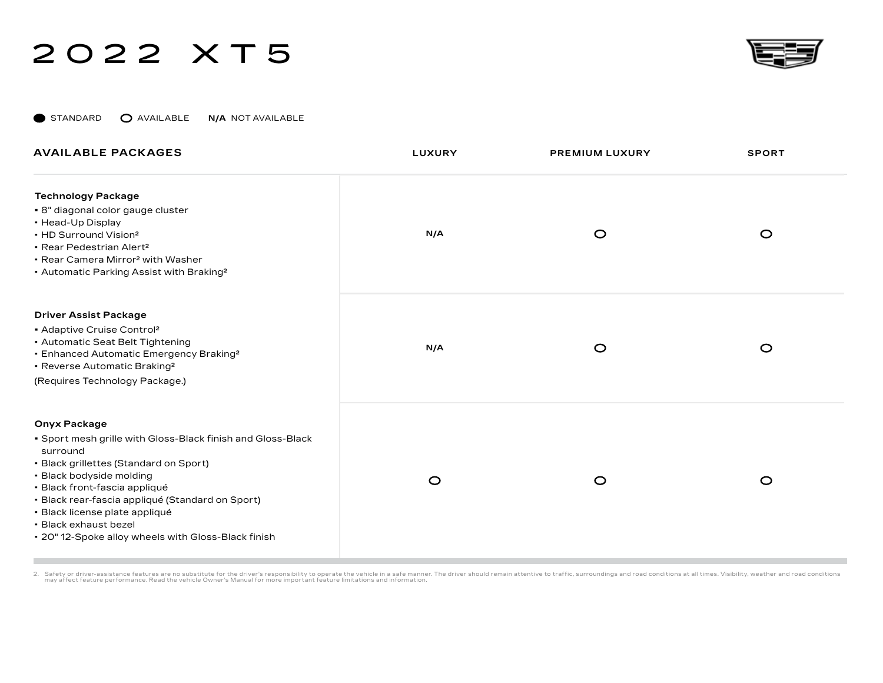# 2022 XT5

● STANDARD ○ AVAILABLE **N/A** NOT AVAILABLE

| AVAILABLE PACKAGES | LUXURY | PREMIUM LUXURY | SPORT |
|---|---|---|---|
| **Technology Package**<br>▪ 8" diagonal color gauge cluster<br>▪ Head-Up Display<br>▪ HD Surround Vision[2]<br>▪ Rear Pedestrian Alert[2]<br>▪ Rear Camera Mirror[2] with Washer<br>▪ Automatic Parking Assist with Braking[2] | N/A | ○ | ○ |
| **Driver Assist Package**<br>▪ Adaptive Cruise Control[2]<br>▪ Automatic Seat Belt Tightening<br>▪ Enhanced Automatic Emergency Braking[2]<br>▪ Reverse Automatic Braking[2]<br>(Requires Technology Package.) | N/A | ○ | ○ |
| **Onyx Package**<br>▪ Sport mesh grille with Gloss-Black finish and Gloss-Black surround<br>▪ Black grillettes (Standard on Sport)<br>▪ Black bodyside molding<br>▪ Black front-fascia appliqué<br>▪ Black rear-fascia appliqué (Standard on Sport)<br>▪ Black license plate appliqué<br>▪ Black exhaust bezel<br>▪ 20" 12-Spoke alloy wheels with Gloss-Black finish | ○ | ○ | ○ |

2. Safety or driver-assistance features are no substitute for the driver's responsibility to operate the vehicle in a safe manner. The driver should remain attentive to traffic, surroundings and road conditions at all times. Visibility, weather and road conditions may affect feature performance. Read the vehicle Owner's Manual for more important feature limitations and information.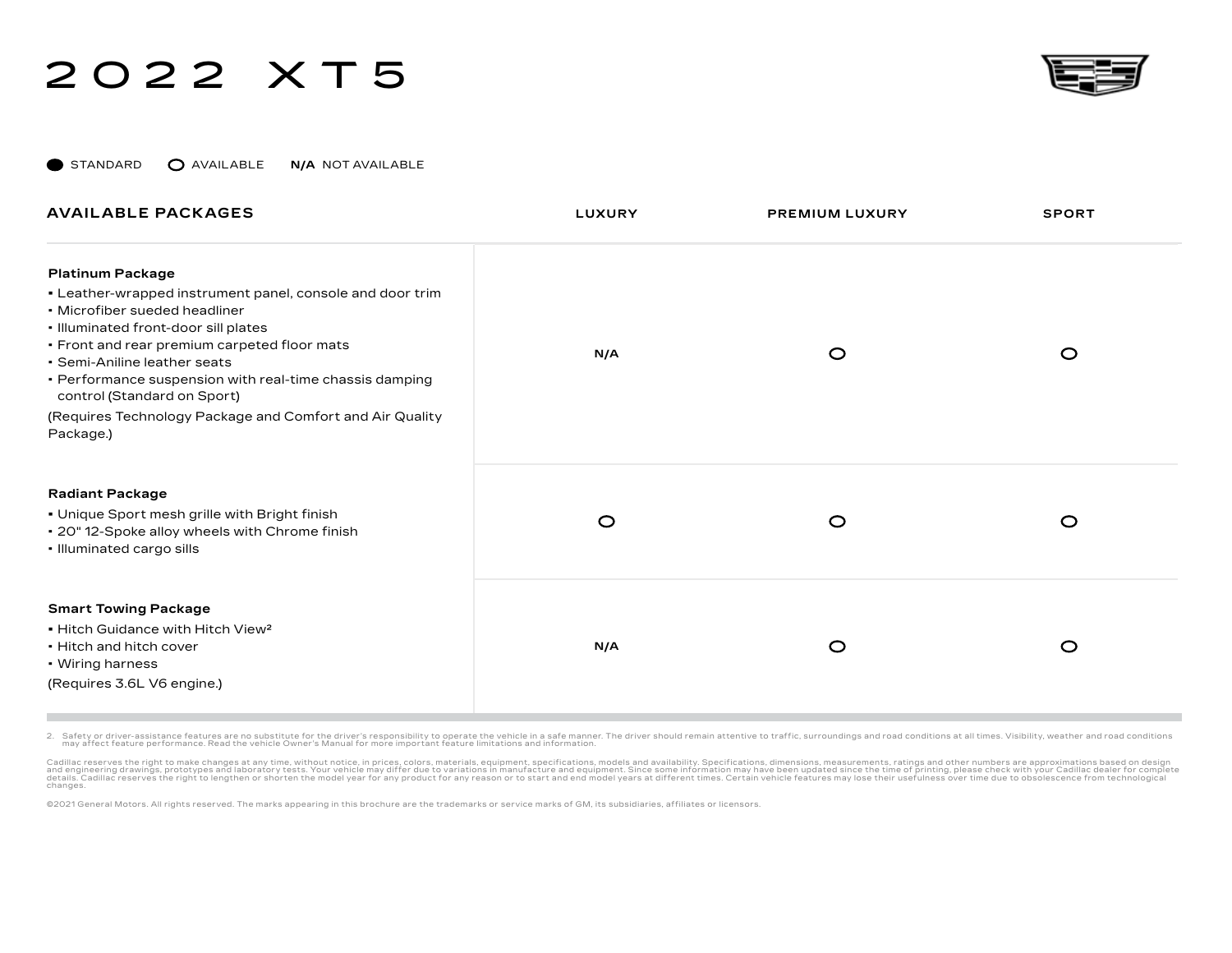# 2022 XT5

● STANDARD ○ AVAILABLE **N/A** NOT AVAILABLE

| AVAILABLE PACKAGES | LUXURY | PREMIUM LUXURY | SPORT |
|---|---|---|---|
| **Platinum Package**<br>▪ Leather-wrapped instrument panel, console and door trim<br>▪ Microfiber sueded headliner<br>▪ Illuminated front-door sill plates<br>▪ Front and rear premium carpeted floor mats<br>▪ Semi-Aniline leather seats<br>▪ Performance suspension with real-time chassis damping control (Standard on Sport)<br>(Requires Technology Package and Comfort and Air Quality Package.) | N/A | ○ | ○ |
| **Radiant Package**<br>▪ Unique Sport mesh grille with Bright finish<br>▪ 20" 12-Spoke alloy wheels with Chrome finish<br>▪ Illuminated cargo sills | ○ | ○ | ○ |
| **Smart Towing Package**<br>▪ Hitch Guidance with Hitch View[2]<br>▪ Hitch and hitch cover<br>▪ Wiring harness<br>(Requires 3.6L V6 engine.) | N/A | ○ | ○ |

2. Safety or driver-assistance features are no substitute for the driver's responsibility to operate the vehicle in a safe manner. The driver should remain attentive to traffic, surroundings and road conditions at all times. Visibility, weather and road conditions may affect feature performance. Read the vehicle Owner's Manual for more important feature limitations and information.

Cadillac reserves the right to make changes at any time, without notice, in prices, colors, materials, equipment, specifications, models and availability. Specifications, dimensions, measurements, ratings and other numbers are approximations based on design and engineering drawings, prototypes and laboratory tests. Your vehicle may differ due to variations in manufacture and equipment. Since some information may have been updated since the time of printing, please check with your Cadillac dealer for complete details. Cadillac reserves the right to lengthen or shorten the model year for any product for any reason or to start and end model years at different times. Certain vehicle features may lose their usefulness over time due to obsolescence from technological changes.

©2021 General Motors. All rights reserved. The marks appearing in this brochure are the trademarks or service marks of GM, its subsidiaries, affiliates or licensors.